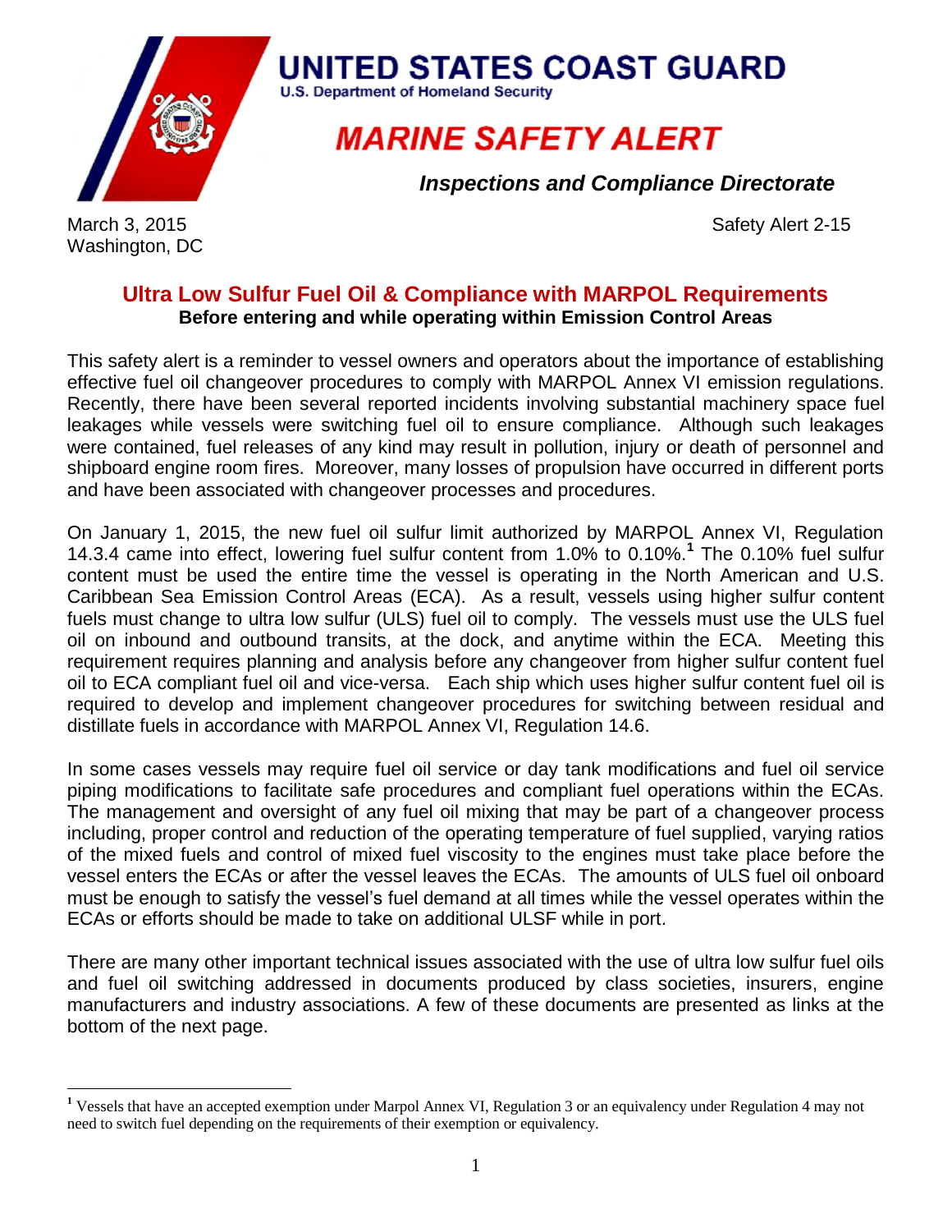# UNITED STATES COAST GUARD

U.S. Department of Homeland Security

# *MARINE SAFETY ALERT*

***Inspections and Compliance Directorate***

March 3, 2015
Washington, DC

Safety Alert 2-15

## Ultra Low Sulfur Fuel Oil & Compliance with MARPOL Requirements

**Before entering and while operating within Emission Control Areas**

This safety alert is a reminder to vessel owners and operators about the importance of establishing effective fuel oil changeover procedures to comply with MARPOL Annex VI emission regulations. Recently, there have been several reported incidents involving substantial machinery space fuel leakages while vessels were switching fuel oil to ensure compliance. Although such leakages were contained, fuel releases of any kind may result in pollution, injury or death of personnel and shipboard engine room fires. Moreover, many losses of propulsion have occurred in different ports and have been associated with changeover processes and procedures.

On January 1, 2015, the new fuel oil sulfur limit authorized by MARPOL Annex VI, Regulation 14.3.4 came into effect, lowering fuel sulfur content from 1.0% to 0.10%.[1] The 0.10% fuel sulfur content must be used the entire time the vessel is operating in the North American and U.S. Caribbean Sea Emission Control Areas (ECA). As a result, vessels using higher sulfur content fuels must change to ultra low sulfur (ULS) fuel oil to comply. The vessels must use the ULS fuel oil on inbound and outbound transits, at the dock, and anytime within the ECA. Meeting this requirement requires planning and analysis before any changeover from higher sulfur content fuel oil to ECA compliant fuel oil and vice-versa. Each ship which uses higher sulfur content fuel oil is required to develop and implement changeover procedures for switching between residual and distillate fuels in accordance with MARPOL Annex VI, Regulation 14.6.

In some cases vessels may require fuel oil service or day tank modifications and fuel oil service piping modifications to facilitate safe procedures and compliant fuel operations within the ECAs. The management and oversight of any fuel oil mixing that may be part of a changeover process including, proper control and reduction of the operating temperature of fuel supplied, varying ratios of the mixed fuels and control of mixed fuel viscosity to the engines must take place before the vessel enters the ECAs or after the vessel leaves the ECAs. The amounts of ULS fuel oil onboard must be enough to satisfy the vessel's fuel demand at all times while the vessel operates within the ECAs or efforts should be made to take on additional ULSF while in port.

There are many other important technical issues associated with the use of ultra low sulfur fuel oils and fuel oil switching addressed in documents produced by class societies, insurers, engine manufacturers and industry associations. A few of these documents are presented as links at the bottom of the next page.

---

[1] Vessels that have an accepted exemption under Marpol Annex VI, Regulation 3 or an equivalency under Regulation 4 may not need to switch fuel depending on the requirements of their exemption or equivalency.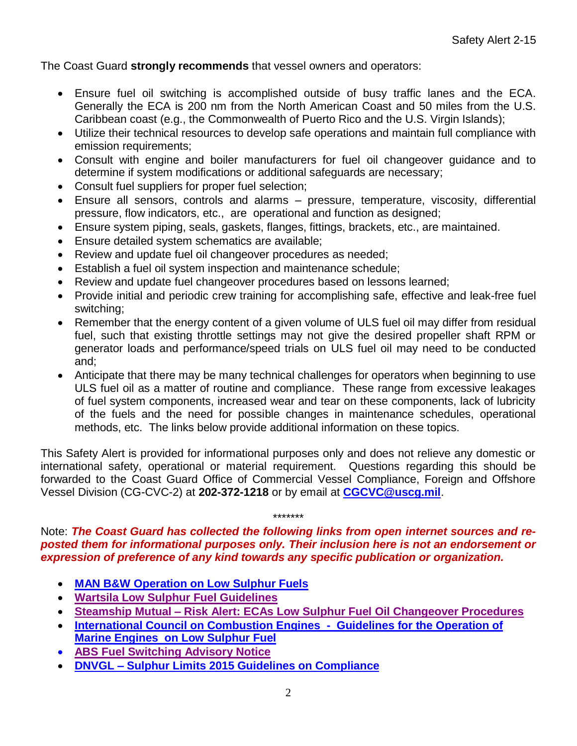The Coast Guard **strongly recommends** that vessel owners and operators:

- Ensure fuel oil switching is accomplished outside of busy traffic lanes and the ECA. Generally the ECA is 200 nm from the North American Coast and 50 miles from the U.S. Caribbean coast (e.g., the Commonwealth of Puerto Rico and the U.S. Virgin Islands);
- Utilize their technical resources to develop safe operations and maintain full compliance with emission requirements;
- Consult with engine and boiler manufacturers for fuel oil changeover guidance and to determine if system modifications or additional safeguards are necessary;
- Consult fuel suppliers for proper fuel selection;
- Ensure all sensors, controls and alarms – pressure, temperature, viscosity, differential pressure, flow indicators, etc., are operational and function as designed;
- Ensure system piping, seals, gaskets, flanges, fittings, brackets, etc., are maintained.
- Ensure detailed system schematics are available;
- Review and update fuel oil changeover procedures as needed;
- Establish a fuel oil system inspection and maintenance schedule;
- Review and update fuel changeover procedures based on lessons learned;
- Provide initial and periodic crew training for accomplishing safe, effective and leak-free fuel switching;
- Remember that the energy content of a given volume of ULS fuel oil may differ from residual fuel, such that existing throttle settings may not give the desired propeller shaft RPM or generator loads and performance/speed trials on ULS fuel oil may need to be conducted and;
- Anticipate that there may be many technical challenges for operators when beginning to use ULS fuel oil as a matter of routine and compliance. These range from excessive leakages of fuel system components, increased wear and tear on these components, lack of lubricity of the fuels and the need for possible changes in maintenance schedules, operational methods, etc. The links below provide additional information on these topics.

This Safety Alert is provided for informational purposes only and does not relieve any domestic or international safety, operational or material requirement. Questions regarding this should be forwarded to the Coast Guard Office of Commercial Vessel Compliance, Foreign and Offshore Vessel Division (CG-CVC-2) at **202-372-1218** or by email at **CGCVC@uscg.mil**.

*******

Note: ***The Coast Guard has collected the following links from open internet sources and re-posted them for informational purposes only. Their inclusion here is not an endorsement or expression of preference of any kind towards any specific publication or organization.***

- **MAN B&W Operation on Low Sulphur Fuels**
- **Wartsila Low Sulphur Fuel Guidelines**
- **Steamship Mutual – Risk Alert: ECAs Low Sulphur Fuel Oil Changeover Procedures**
- **International Council on Combustion Engines - Guidelines for the Operation of Marine Engines on Low Sulphur Fuel**
- **ABS Fuel Switching Advisory Notice**
- **DNVGL – Sulphur Limits 2015 Guidelines on Compliance**